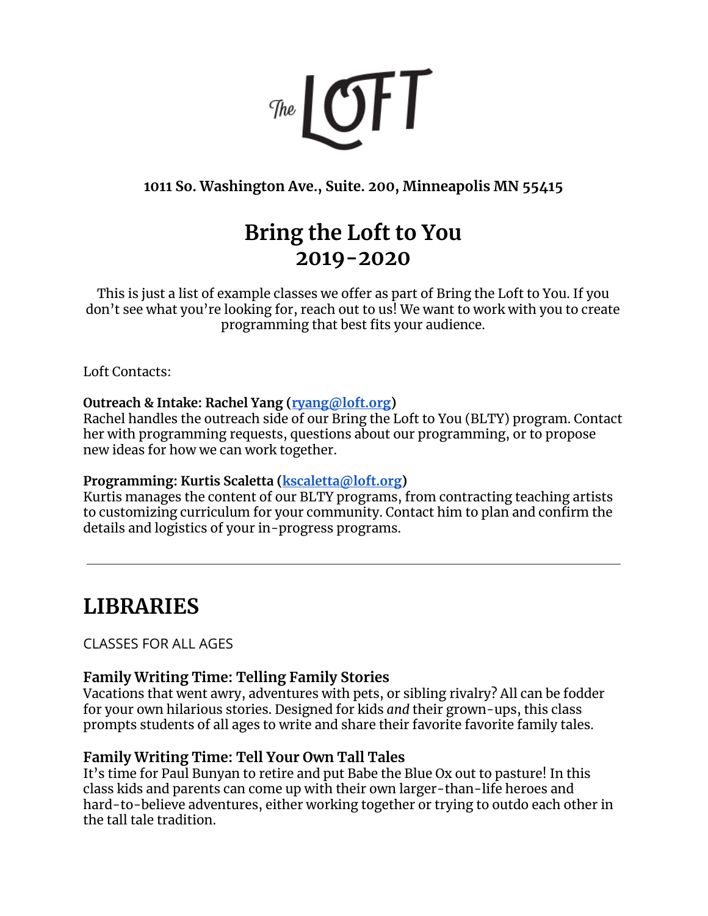The LOFT

**1011 So. Washington Ave., Suite. 200, Minneapolis MN 55415**

# Bring the Loft to You
# 2019-2020

This is just a list of example classes we offer as part of Bring the Loft to You. If you don't see what you're looking for, reach out to us! We want to work with you to create programming that best fits your audience.

Loft Contacts:

**Outreach & Intake: Rachel Yang ([ryang@loft.org](mailto:ryang@loft.org))**
Rachel handles the outreach side of our Bring the Loft to You (BLTY) program. Contact her with programming requests, questions about our programming, or to propose new ideas for how we can work together.

**Programming: Kurtis Scaletta ([kscaletta@loft.org](mailto:kscaletta@loft.org))**
Kurtis manages the content of our BLTY programs, from contracting teaching artists to customizing curriculum for your community. Contact him to plan and confirm the details and logistics of your in-progress programs.

---

# LIBRARIES

CLASSES FOR ALL AGES

### Family Writing Time: Telling Family Stories

Vacations that went awry, adventures with pets, or sibling rivalry? All can be fodder for your own hilarious stories. Designed for kids *and* their grown-ups, this class prompts students of all ages to write and share their favorite favorite family tales.

### Family Writing Time: Tell Your Own Tall Tales

It's time for Paul Bunyan to retire and put Babe the Blue Ox out to pasture! In this class kids and parents can come up with their own larger-than-life heroes and hard-to-believe adventures, either working together or trying to outdo each other in the tall tale tradition.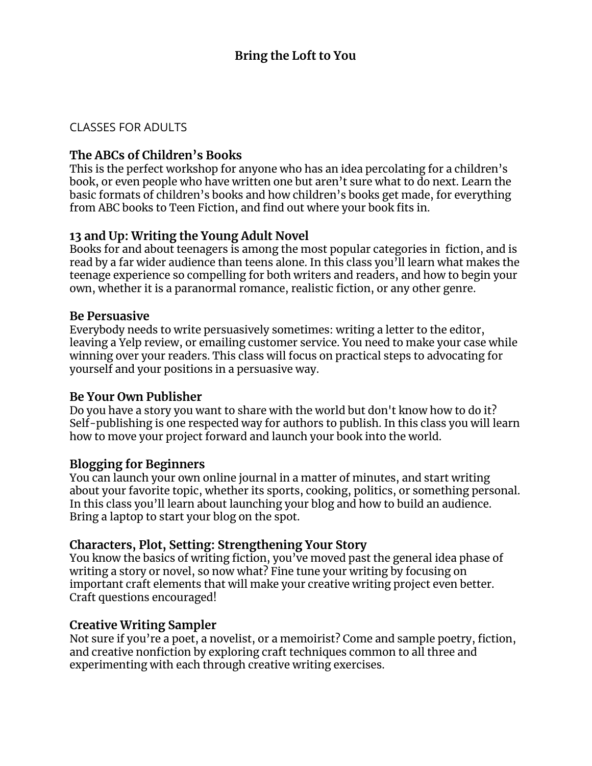# Bring the Loft to You

CLASSES FOR ADULTS

### The ABCs of Children's Books

This is the perfect workshop for anyone who has an idea percolating for a children's book, or even people who have written one but aren't sure what to do next. Learn the basic formats of children's books and how children's books get made, for everything from ABC books to Teen Fiction, and find out where your book fits in.

### 13 and Up: Writing the Young Adult Novel

Books for and about teenagers is among the most popular categories in fiction, and is read by a far wider audience than teens alone. In this class you'll learn what makes the teenage experience so compelling for both writers and readers, and how to begin your own, whether it is a paranormal romance, realistic fiction, or any other genre.

### Be Persuasive

Everybody needs to write persuasively sometimes: writing a letter to the editor, leaving a Yelp review, or emailing customer service. You need to make your case while winning over your readers. This class will focus on practical steps to advocating for yourself and your positions in a persuasive way.

### Be Your Own Publisher

Do you have a story you want to share with the world but don't know how to do it? Self-publishing is one respected way for authors to publish. In this class you will learn how to move your project forward and launch your book into the world.

### Blogging for Beginners

You can launch your own online journal in a matter of minutes, and start writing about your favorite topic, whether its sports, cooking, politics, or something personal. In this class you'll learn about launching your blog and how to build an audience. Bring a laptop to start your blog on the spot.

### Characters, Plot, Setting: Strengthening Your Story

You know the basics of writing fiction, you've moved past the general idea phase of writing a story or novel, so now what? Fine tune your writing by focusing on important craft elements that will make your creative writing project even better. Craft questions encouraged!

### Creative Writing Sampler

Not sure if you're a poet, a novelist, or a memoirist? Come and sample poetry, fiction, and creative nonfiction by exploring craft techniques common to all three and experimenting with each through creative writing exercises.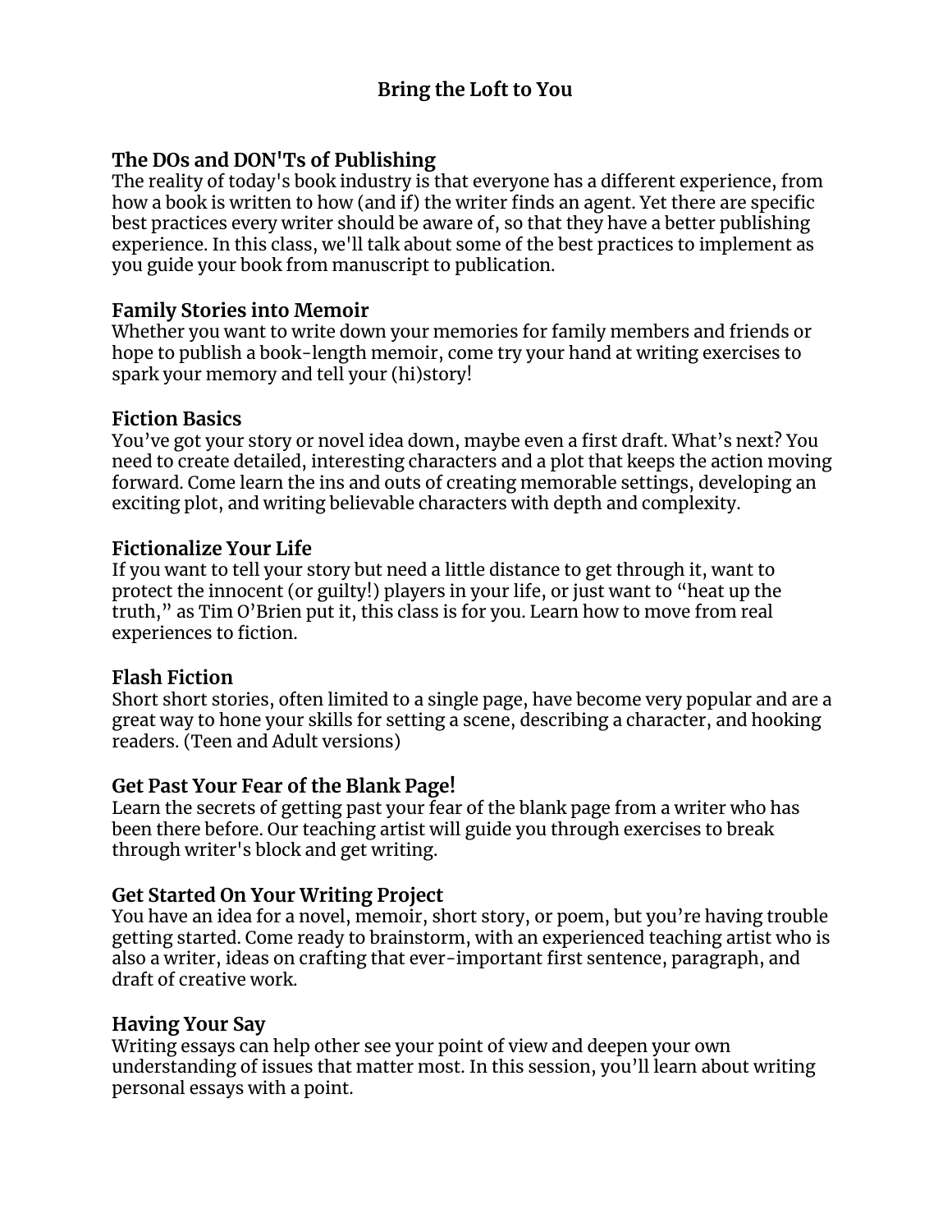# Bring the Loft to You

## The DOs and DON'Ts of Publishing

The reality of today's book industry is that everyone has a different experience, from how a book is written to how (and if) the writer finds an agent. Yet there are specific best practices every writer should be aware of, so that they have a better publishing experience. In this class, we'll talk about some of the best practices to implement as you guide your book from manuscript to publication.

## Family Stories into Memoir

Whether you want to write down your memories for family members and friends or hope to publish a book-length memoir, come try your hand at writing exercises to spark your memory and tell your (hi)story!

## Fiction Basics

You've got your story or novel idea down, maybe even a first draft. What's next? You need to create detailed, interesting characters and a plot that keeps the action moving forward. Come learn the ins and outs of creating memorable settings, developing an exciting plot, and writing believable characters with depth and complexity.

## Fictionalize Your Life

If you want to tell your story but need a little distance to get through it, want to protect the innocent (or guilty!) players in your life, or just want to "heat up the truth," as Tim O'Brien put it, this class is for you. Learn how to move from real experiences to fiction.

## Flash Fiction

Short short stories, often limited to a single page, have become very popular and are a great way to hone your skills for setting a scene, describing a character, and hooking readers. (Teen and Adult versions)

## Get Past Your Fear of the Blank Page!

Learn the secrets of getting past your fear of the blank page from a writer who has been there before. Our teaching artist will guide you through exercises to break through writer's block and get writing.

## Get Started On Your Writing Project

You have an idea for a novel, memoir, short story, or poem, but you're having trouble getting started. Come ready to brainstorm, with an experienced teaching artist who is also a writer, ideas on crafting that ever-important first sentence, paragraph, and draft of creative work.

## Having Your Say

Writing essays can help other see your point of view and deepen your own understanding of issues that matter most. In this session, you'll learn about writing personal essays with a point.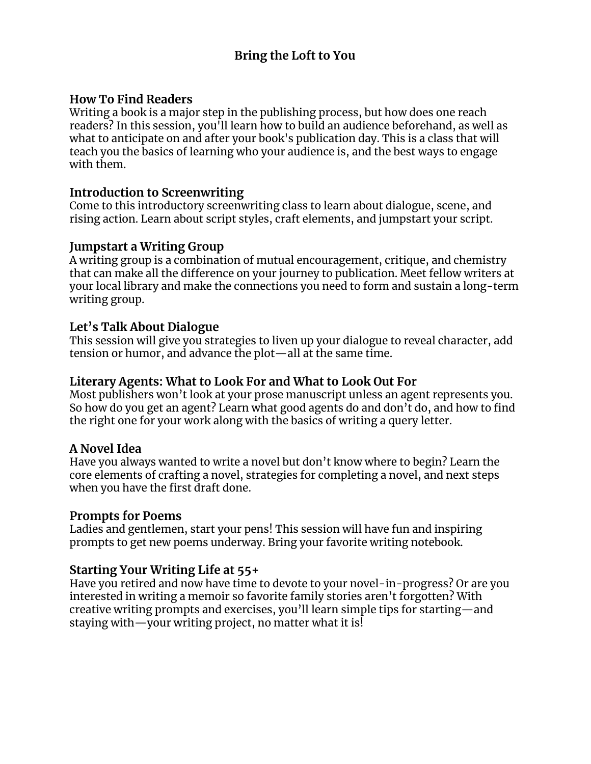# Bring the Loft to You

## How To Find Readers

Writing a book is a major step in the publishing process, but how does one reach readers? In this session, you'll learn how to build an audience beforehand, as well as what to anticipate on and after your book's publication day. This is a class that will teach you the basics of learning who your audience is, and the best ways to engage with them.

## Introduction to Screenwriting

Come to this introductory screenwriting class to learn about dialogue, scene, and rising action. Learn about script styles, craft elements, and jumpstart your script.

## Jumpstart a Writing Group

A writing group is a combination of mutual encouragement, critique, and chemistry that can make all the difference on your journey to publication. Meet fellow writers at your local library and make the connections you need to form and sustain a long-term writing group.

## Let's Talk About Dialogue

This session will give you strategies to liven up your dialogue to reveal character, add tension or humor, and advance the plot—all at the same time.

## Literary Agents: What to Look For and What to Look Out For

Most publishers won't look at your prose manuscript unless an agent represents you. So how do you get an agent? Learn what good agents do and don't do, and how to find the right one for your work along with the basics of writing a query letter.

## A Novel Idea

Have you always wanted to write a novel but don't know where to begin? Learn the core elements of crafting a novel, strategies for completing a novel, and next steps when you have the first draft done.

## Prompts for Poems

Ladies and gentlemen, start your pens! This session will have fun and inspiring prompts to get new poems underway. Bring your favorite writing notebook.

## Starting Your Writing Life at 55+

Have you retired and now have time to devote to your novel-in-progress? Or are you interested in writing a memoir so favorite family stories aren't forgotten? With creative writing prompts and exercises, you'll learn simple tips for starting—and staying with—your writing project, no matter what it is!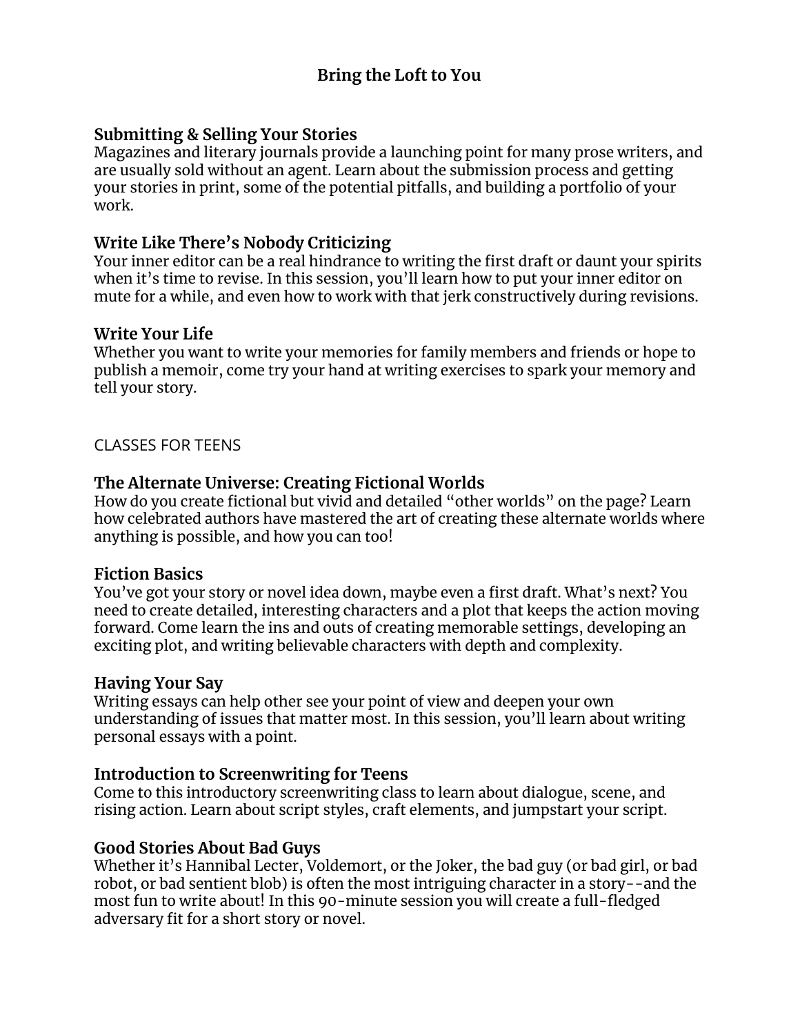# Bring the Loft to You

### Submitting & Selling Your Stories

Magazines and literary journals provide a launching point for many prose writers, and are usually sold without an agent. Learn about the submission process and getting your stories in print, some of the potential pitfalls, and building a portfolio of your work.

### Write Like There's Nobody Criticizing

Your inner editor can be a real hindrance to writing the first draft or daunt your spirits when it's time to revise. In this session, you'll learn how to put your inner editor on mute for a while, and even how to work with that jerk constructively during revisions.

### Write Your Life

Whether you want to write your memories for family members and friends or hope to publish a memoir, come try your hand at writing exercises to spark your memory and tell your story.

## CLASSES FOR TEENS

### The Alternate Universe: Creating Fictional Worlds

How do you create fictional but vivid and detailed "other worlds" on the page? Learn how celebrated authors have mastered the art of creating these alternate worlds where anything is possible, and how you can too!

### Fiction Basics

You've got your story or novel idea down, maybe even a first draft. What's next? You need to create detailed, interesting characters and a plot that keeps the action moving forward. Come learn the ins and outs of creating memorable settings, developing an exciting plot, and writing believable characters with depth and complexity.

### Having Your Say

Writing essays can help other see your point of view and deepen your own understanding of issues that matter most. In this session, you'll learn about writing personal essays with a point.

### Introduction to Screenwriting for Teens

Come to this introductory screenwriting class to learn about dialogue, scene, and rising action. Learn about script styles, craft elements, and jumpstart your script.

### Good Stories About Bad Guys

Whether it's Hannibal Lecter, Voldemort, or the Joker, the bad guy (or bad girl, or bad robot, or bad sentient blob) is often the most intriguing character in a story--and the most fun to write about! In this 90-minute session you will create a full-fledged adversary fit for a short story or novel.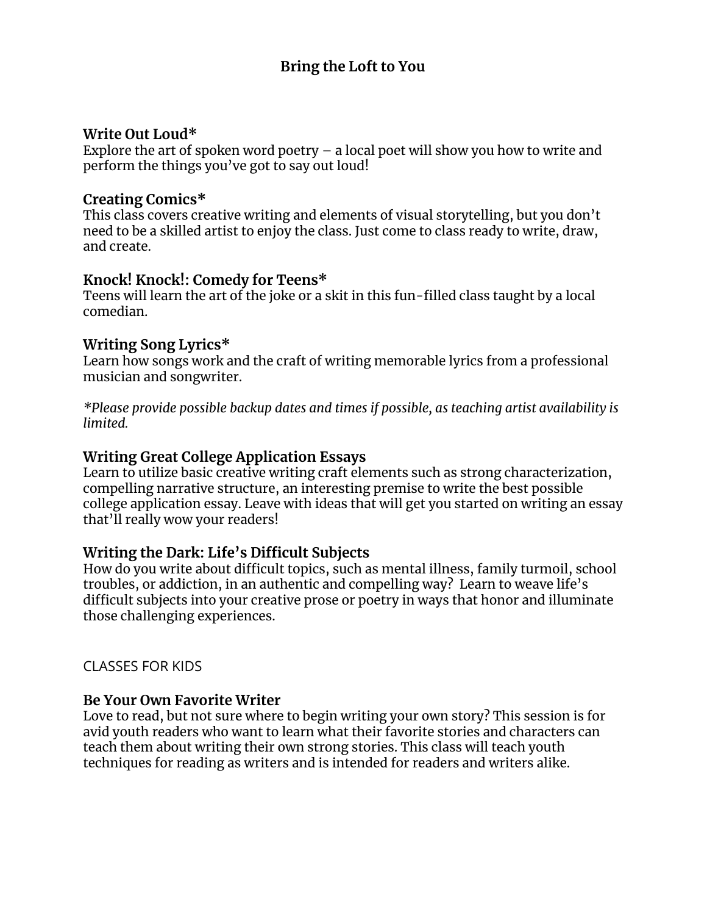# Bring the Loft to You

### Write Out Loud*

Explore the art of spoken word poetry – a local poet will show you how to write and perform the things you've got to say out loud!

### Creating Comics*

This class covers creative writing and elements of visual storytelling, but you don't need to be a skilled artist to enjoy the class. Just come to class ready to write, draw, and create.

### Knock! Knock!: Comedy for Teens*

Teens will learn the art of the joke or a skit in this fun-filled class taught by a local comedian.

### Writing Song Lyrics*

Learn how songs work and the craft of writing memorable lyrics from a professional musician and songwriter.

*\*Please provide possible backup dates and times if possible, as teaching artist availability is limited.*

### Writing Great College Application Essays

Learn to utilize basic creative writing craft elements such as strong characterization, compelling narrative structure, an interesting premise to write the best possible college application essay. Leave with ideas that will get you started on writing an essay that'll really wow your readers!

### Writing the Dark: Life's Difficult Subjects

How do you write about difficult topics, such as mental illness, family turmoil, school troubles, or addiction, in an authentic and compelling way? Learn to weave life's difficult subjects into your creative prose or poetry in ways that honor and illuminate those challenging experiences.

## CLASSES FOR KIDS

### Be Your Own Favorite Writer

Love to read, but not sure where to begin writing your own story? This session is for avid youth readers who want to learn what their favorite stories and characters can teach them about writing their own strong stories. This class will teach youth techniques for reading as writers and is intended for readers and writers alike.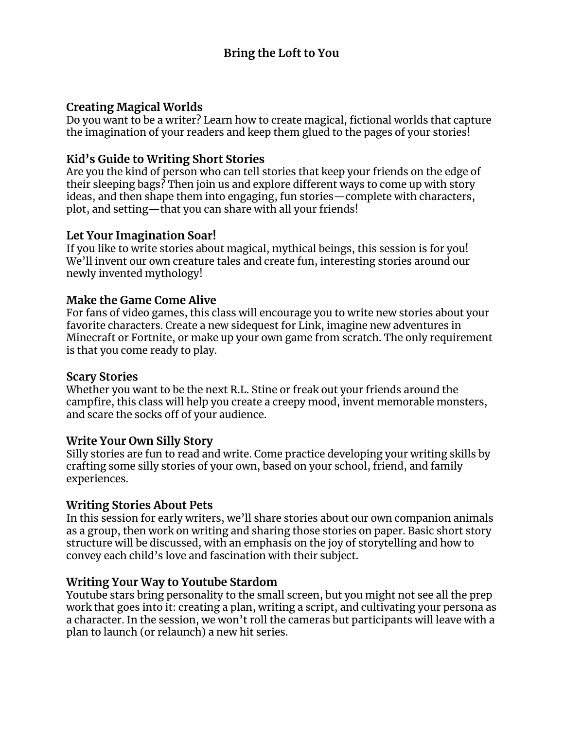# Bring the Loft to You

### Creating Magical Worlds

Do you want to be a writer? Learn how to create magical, fictional worlds that capture the imagination of your readers and keep them glued to the pages of your stories!

### Kid's Guide to Writing Short Stories

Are you the kind of person who can tell stories that keep your friends on the edge of their sleeping bags? Then join us and explore different ways to come up with story ideas, and then shape them into engaging, fun stories—complete with characters, plot, and setting—that you can share with all your friends!

### Let Your Imagination Soar!

If you like to write stories about magical, mythical beings, this session is for you! We'll invent our own creature tales and create fun, interesting stories around our newly invented mythology!

### Make the Game Come Alive

For fans of video games, this class will encourage you to write new stories about your favorite characters. Create a new sidequest for Link, imagine new adventures in Minecraft or Fortnite, or make up your own game from scratch. The only requirement is that you come ready to play.

### Scary Stories

Whether you want to be the next R.L. Stine or freak out your friends around the campfire, this class will help you create a creepy mood, invent memorable monsters, and scare the socks off of your audience.

### Write Your Own Silly Story

Silly stories are fun to read and write. Come practice developing your writing skills by crafting some silly stories of your own, based on your school, friend, and family experiences.

### Writing Stories About Pets

In this session for early writers, we'll share stories about our own companion animals as a group, then work on writing and sharing those stories on paper. Basic short story structure will be discussed, with an emphasis on the joy of storytelling and how to convey each child's love and fascination with their subject.

### Writing Your Way to Youtube Stardom

Youtube stars bring personality to the small screen, but you might not see all the prep work that goes into it: creating a plan, writing a script, and cultivating your persona as a character. In the session, we won't roll the cameras but participants will leave with a plan to launch (or relaunch) a new hit series.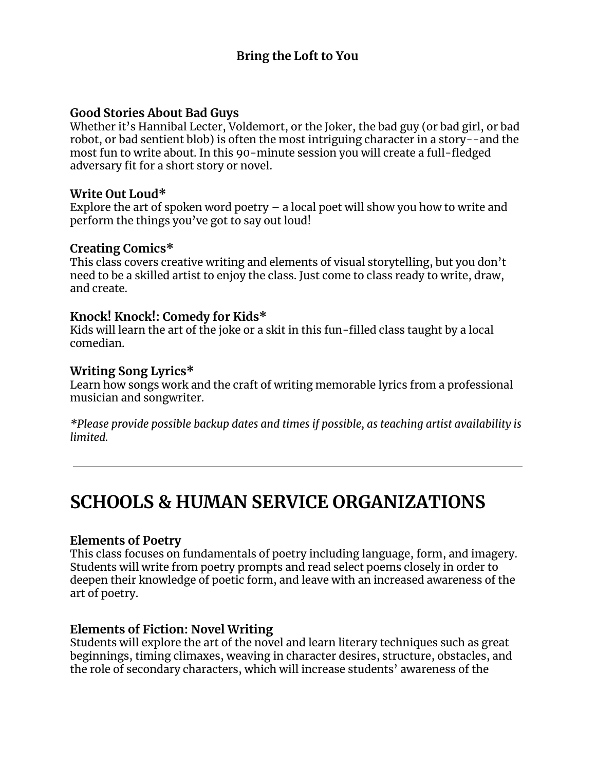### Bring the Loft to You

**Good Stories About Bad Guys**
Whether it's Hannibal Lecter, Voldemort, or the Joker, the bad guy (or bad girl, or bad robot, or bad sentient blob) is often the most intriguing character in a story--and the most fun to write about. In this 90-minute session you will create a full-fledged adversary fit for a short story or novel.

**Write Out Loud***
Explore the art of spoken word poetry – a local poet will show you how to write and perform the things you've got to say out loud!

**Creating Comics***
This class covers creative writing and elements of visual storytelling, but you don't need to be a skilled artist to enjoy the class. Just come to class ready to write, draw, and create.

**Knock! Knock!: Comedy for Kids***
Kids will learn the art of the joke or a skit in this fun-filled class taught by a local comedian.

**Writing Song Lyrics***
Learn how songs work and the craft of writing memorable lyrics from a professional musician and songwriter.

*\*Please provide possible backup dates and times if possible, as teaching artist availability is limited.*

---

# SCHOOLS & HUMAN SERVICE ORGANIZATIONS

**Elements of Poetry**
This class focuses on fundamentals of poetry including language, form, and imagery. Students will write from poetry prompts and read select poems closely in order to deepen their knowledge of poetic form, and leave with an increased awareness of the art of poetry.

**Elements of Fiction: Novel Writing**
Students will explore the art of the novel and learn literary techniques such as great beginnings, timing climaxes, weaving in character desires, structure, obstacles, and the role of secondary characters, which will increase students' awareness of the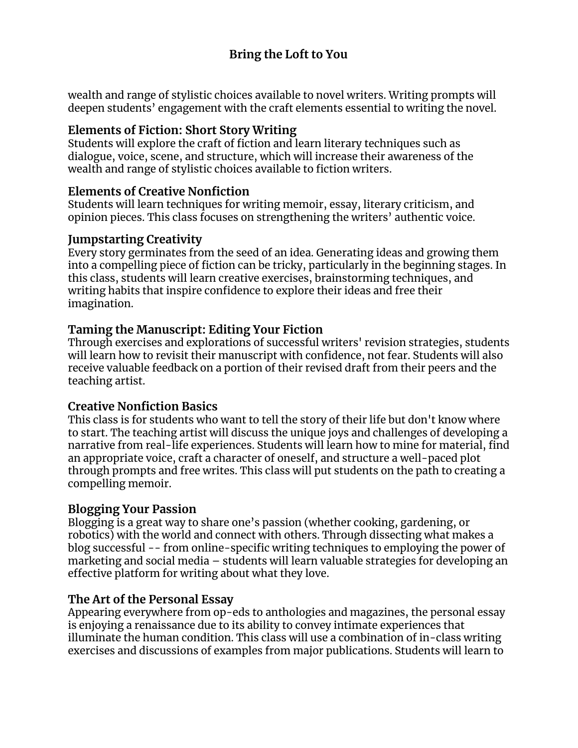wealth and range of stylistic choices available to novel writers. Writing prompts will deepen students' engagement with the craft elements essential to writing the novel.

### Elements of Fiction: Short Story Writing

Students will explore the craft of fiction and learn literary techniques such as dialogue, voice, scene, and structure, which will increase their awareness of the wealth and range of stylistic choices available to fiction writers.

### Elements of Creative Nonfiction

Students will learn techniques for writing memoir, essay, literary criticism, and opinion pieces. This class focuses on strengthening the writers' authentic voice.

### Jumpstarting Creativity

Every story germinates from the seed of an idea. Generating ideas and growing them into a compelling piece of fiction can be tricky, particularly in the beginning stages. In this class, students will learn creative exercises, brainstorming techniques, and writing habits that inspire confidence to explore their ideas and free their imagination.

### Taming the Manuscript: Editing Your Fiction

Through exercises and explorations of successful writers' revision strategies, students will learn how to revisit their manuscript with confidence, not fear. Students will also receive valuable feedback on a portion of their revised draft from their peers and the teaching artist.

### Creative Nonfiction Basics

This class is for students who want to tell the story of their life but don't know where to start. The teaching artist will discuss the unique joys and challenges of developing a narrative from real-life experiences. Students will learn how to mine for material, find an appropriate voice, craft a character of oneself, and structure a well-paced plot through prompts and free writes. This class will put students on the path to creating a compelling memoir.

### Blogging Your Passion

Blogging is a great way to share one's passion (whether cooking, gardening, or robotics) with the world and connect with others. Through dissecting what makes a blog successful -- from online-specific writing techniques to employing the power of marketing and social media – students will learn valuable strategies for developing an effective platform for writing about what they love.

### The Art of the Personal Essay

Appearing everywhere from op-eds to anthologies and magazines, the personal essay is enjoying a renaissance due to its ability to convey intimate experiences that illuminate the human condition. This class will use a combination of in-class writing exercises and discussions of examples from major publications. Students will learn to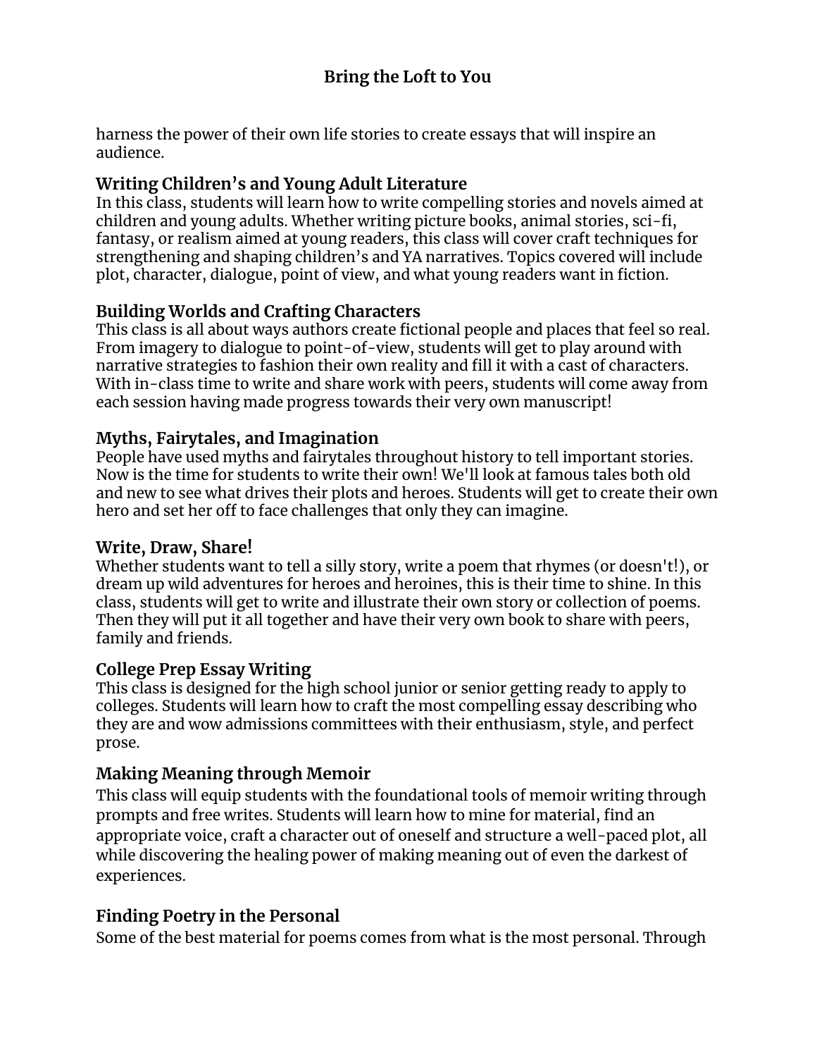harness the power of their own life stories to create essays that will inspire an audience.

### Writing Children's and Young Adult Literature

In this class, students will learn how to write compelling stories and novels aimed at children and young adults. Whether writing picture books, animal stories, sci-fi, fantasy, or realism aimed at young readers, this class will cover craft techniques for strengthening and shaping children's and YA narratives. Topics covered will include plot, character, dialogue, point of view, and what young readers want in fiction.

### Building Worlds and Crafting Characters

This class is all about ways authors create fictional people and places that feel so real. From imagery to dialogue to point-of-view, students will get to play around with narrative strategies to fashion their own reality and fill it with a cast of characters. With in-class time to write and share work with peers, students will come away from each session having made progress towards their very own manuscript!

### Myths, Fairytales, and Imagination

People have used myths and fairytales throughout history to tell important stories. Now is the time for students to write their own! We'll look at famous tales both old and new to see what drives their plots and heroes. Students will get to create their own hero and set her off to face challenges that only they can imagine.

### Write, Draw, Share!

Whether students want to tell a silly story, write a poem that rhymes (or doesn't!), or dream up wild adventures for heroes and heroines, this is their time to shine. In this class, students will get to write and illustrate their own story or collection of poems. Then they will put it all together and have their very own book to share with peers, family and friends.

### College Prep Essay Writing

This class is designed for the high school junior or senior getting ready to apply to colleges. Students will learn how to craft the most compelling essay describing who they are and wow admissions committees with their enthusiasm, style, and perfect prose.

### Making Meaning through Memoir

This class will equip students with the foundational tools of memoir writing through prompts and free writes. Students will learn how to mine for material, find an appropriate voice, craft a character out of oneself and structure a well-paced plot, all while discovering the healing power of making meaning out of even the darkest of experiences.

### Finding Poetry in the Personal

Some of the best material for poems comes from what is the most personal. Through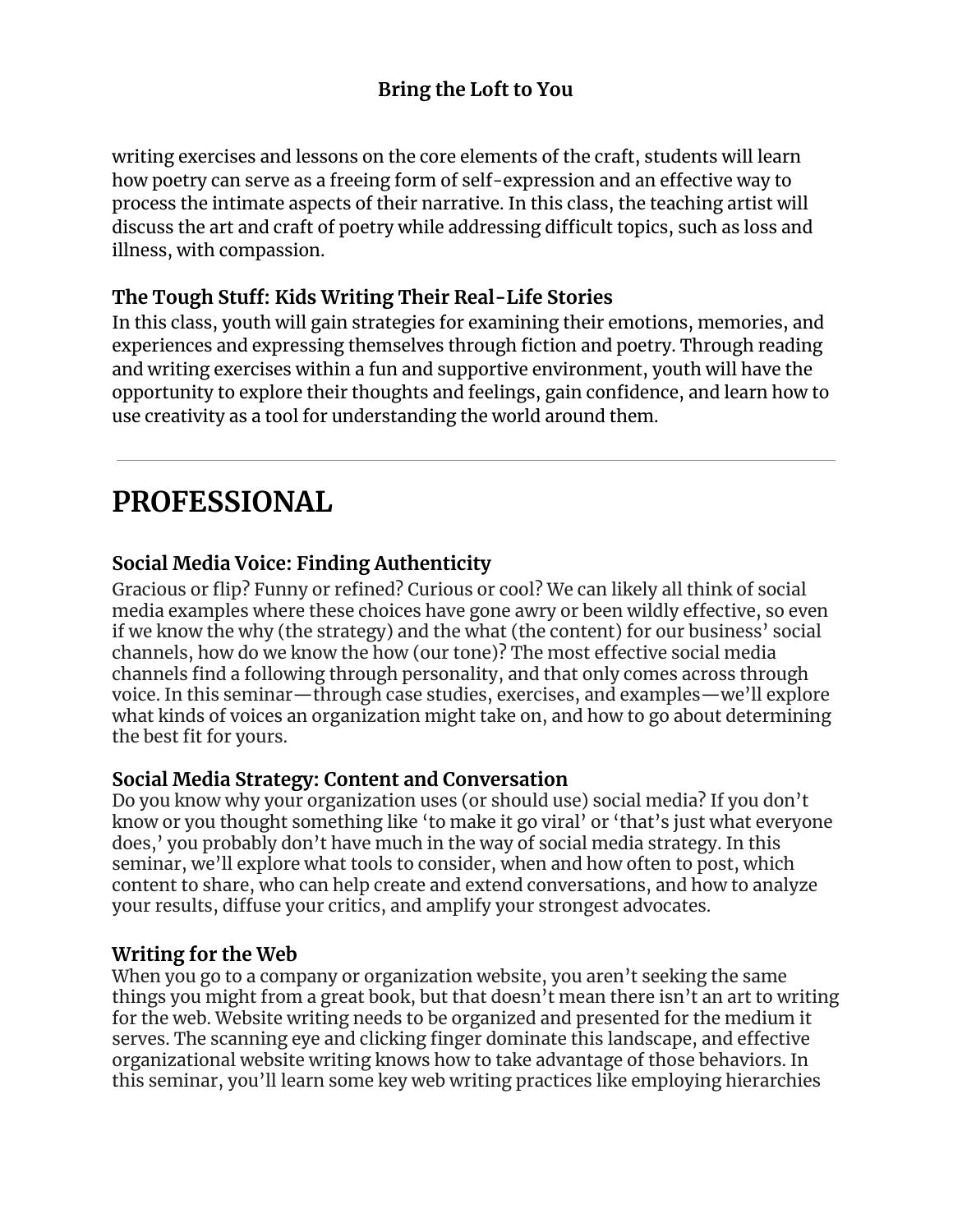writing exercises and lessons on the core elements of the craft, students will learn how poetry can serve as a freeing form of self-expression and an effective way to process the intimate aspects of their narrative. In this class, the teaching artist will discuss the art and craft of poetry while addressing difficult topics, such as loss and illness, with compassion.

### The Tough Stuff: Kids Writing Their Real-Life Stories

In this class, youth will gain strategies for examining their emotions, memories, and experiences and expressing themselves through fiction and poetry. Through reading and writing exercises within a fun and supportive environment, youth will have the opportunity to explore their thoughts and feelings, gain confidence, and learn how to use creativity as a tool for understanding the world around them.

---

# PROFESSIONAL

### Social Media Voice: Finding Authenticity

Gracious or flip? Funny or refined? Curious or cool? We can likely all think of social media examples where these choices have gone awry or been wildly effective, so even if we know the why (the strategy) and the what (the content) for our business' social channels, how do we know the how (our tone)? The most effective social media channels find a following through personality, and that only comes across through voice. In this seminar—through case studies, exercises, and examples—we'll explore what kinds of voices an organization might take on, and how to go about determining the best fit for yours.

### Social Media Strategy: Content and Conversation

Do you know why your organization uses (or should use) social media? If you don't know or you thought something like 'to make it go viral' or 'that's just what everyone does,' you probably don't have much in the way of social media strategy. In this seminar, we'll explore what tools to consider, when and how often to post, which content to share, who can help create and extend conversations, and how to analyze your results, diffuse your critics, and amplify your strongest advocates.

### Writing for the Web

When you go to a company or organization website, you aren't seeking the same things you might from a great book, but that doesn't mean there isn't an art to writing for the web. Website writing needs to be organized and presented for the medium it serves. The scanning eye and clicking finger dominate this landscape, and effective organizational website writing knows how to take advantage of those behaviors. In this seminar, you'll learn some key web writing practices like employing hierarchies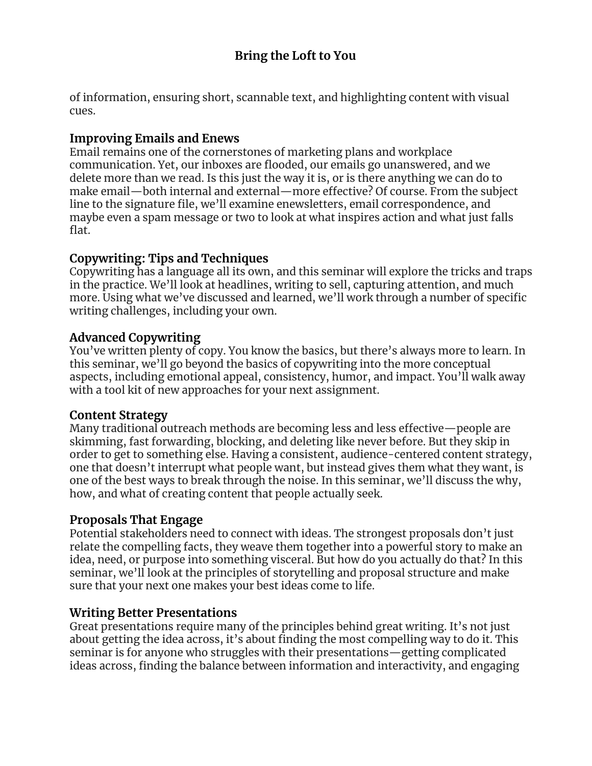of information, ensuring short, scannable text, and highlighting content with visual cues.

### Improving Emails and Enews

Email remains one of the cornerstones of marketing plans and workplace communication. Yet, our inboxes are flooded, our emails go unanswered, and we delete more than we read. Is this just the way it is, or is there anything we can do to make email—both internal and external—more effective? Of course. From the subject line to the signature file, we'll examine enewsletters, email correspondence, and maybe even a spam message or two to look at what inspires action and what just falls flat.

### Copywriting: Tips and Techniques

Copywriting has a language all its own, and this seminar will explore the tricks and traps in the practice. We'll look at headlines, writing to sell, capturing attention, and much more. Using what we've discussed and learned, we'll work through a number of specific writing challenges, including your own.

### Advanced Copywriting

You've written plenty of copy. You know the basics, but there's always more to learn. In this seminar, we'll go beyond the basics of copywriting into the more conceptual aspects, including emotional appeal, consistency, humor, and impact. You'll walk away with a tool kit of new approaches for your next assignment.

### Content Strategy

Many traditional outreach methods are becoming less and less effective—people are skimming, fast forwarding, blocking, and deleting like never before. But they skip in order to get to something else. Having a consistent, audience-centered content strategy, one that doesn't interrupt what people want, but instead gives them what they want, is one of the best ways to break through the noise. In this seminar, we'll discuss the why, how, and what of creating content that people actually seek.

### Proposals That Engage

Potential stakeholders need to connect with ideas. The strongest proposals don't just relate the compelling facts, they weave them together into a powerful story to make an idea, need, or purpose into something visceral. But how do you actually do that? In this seminar, we'll look at the principles of storytelling and proposal structure and make sure that your next one makes your best ideas come to life.

### Writing Better Presentations

Great presentations require many of the principles behind great writing. It's not just about getting the idea across, it's about finding the most compelling way to do it. This seminar is for anyone who struggles with their presentations—getting complicated ideas across, finding the balance between information and interactivity, and engaging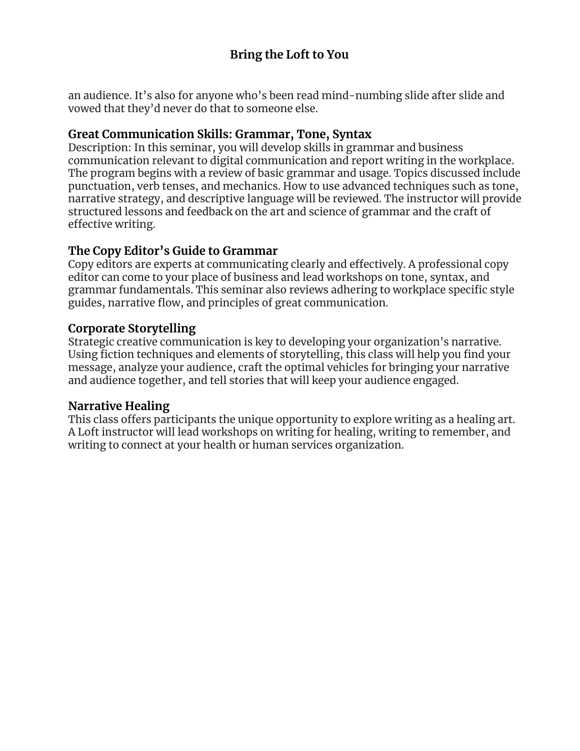an audience. It's also for anyone who's been read mind-numbing slide after slide and vowed that they'd never do that to someone else.

### Great Communication Skills: Grammar, Tone, Syntax

Description: In this seminar, you will develop skills in grammar and business communication relevant to digital communication and report writing in the workplace. The program begins with a review of basic grammar and usage. Topics discussed include punctuation, verb tenses, and mechanics. How to use advanced techniques such as tone, narrative strategy, and descriptive language will be reviewed. The instructor will provide structured lessons and feedback on the art and science of grammar and the craft of effective writing.

### The Copy Editor's Guide to Grammar

Copy editors are experts at communicating clearly and effectively. A professional copy editor can come to your place of business and lead workshops on tone, syntax, and grammar fundamentals. This seminar also reviews adhering to workplace specific style guides, narrative flow, and principles of great communication.

### Corporate Storytelling

Strategic creative communication is key to developing your organization's narrative. Using fiction techniques and elements of storytelling, this class will help you find your message, analyze your audience, craft the optimal vehicles for bringing your narrative and audience together, and tell stories that will keep your audience engaged.

### Narrative Healing

This class offers participants the unique opportunity to explore writing as a healing art. A Loft instructor will lead workshops on writing for healing, writing to remember, and writing to connect at your health or human services organization.